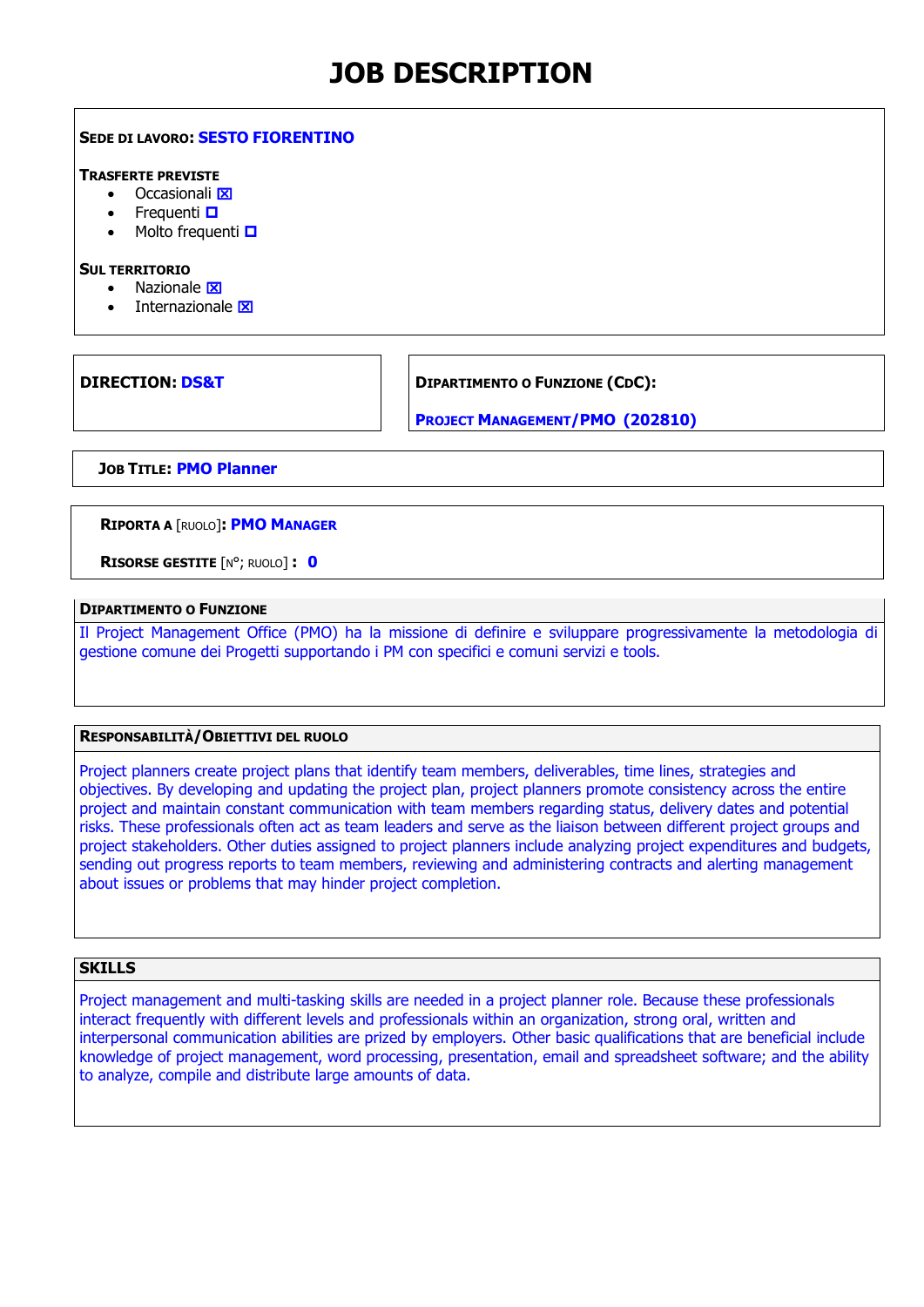# JOB DESCRIPTION

**SEDE DI LAVORO: SESTO FIORENTINO**

**TRASFERTE PREVISTE**

- Occasionali ☒
- Frequenti ☐
- Molto frequenti ☐

**SUL TERRITORIO**

- Nazionale ☒
- Internazionale ☒

**DIRECTION: DS&T**

**DIPARTIMENTO O FUNZIONE (CDC):** PROJECT MANAGEMENT/PMO (202810)

**JOB TITLE: PMO Planner**

**RIPORTA A [RUOLO]: PMO MANAGER**

**RISORSE GESTITE [N°; RUOLO] : 0**

## DIPARTIMENTO O FUNZIONE

Il Project Management Office (PMO) ha la missione di definire e sviluppare progressivamente la metodologia di gestione comune dei Progetti supportando i PM con specifici e comuni servizi e tools.

## RESPONSABILITÀ/OBIETTIVI DEL RUOLO

Project planners create project plans that identify team members, deliverables, time lines, strategies and objectives. By developing and updating the project plan, project planners promote consistency across the entire project and maintain constant communication with team members regarding status, delivery dates and potential risks. These professionals often act as team leaders and serve as the liaison between different project groups and project stakeholders. Other duties assigned to project planners include analyzing project expenditures and budgets, sending out progress reports to team members, reviewing and administering contracts and alerting management about issues or problems that may hinder project completion.

## SKILLS

Project management and multi-tasking skills are needed in a project planner role. Because these professionals interact frequently with different levels and professionals within an organization, strong oral, written and interpersonal communication abilities are prized by employers. Other basic qualifications that are beneficial include knowledge of project management, word processing, presentation, email and spreadsheet software; and the ability to analyze, compile and distribute large amounts of data.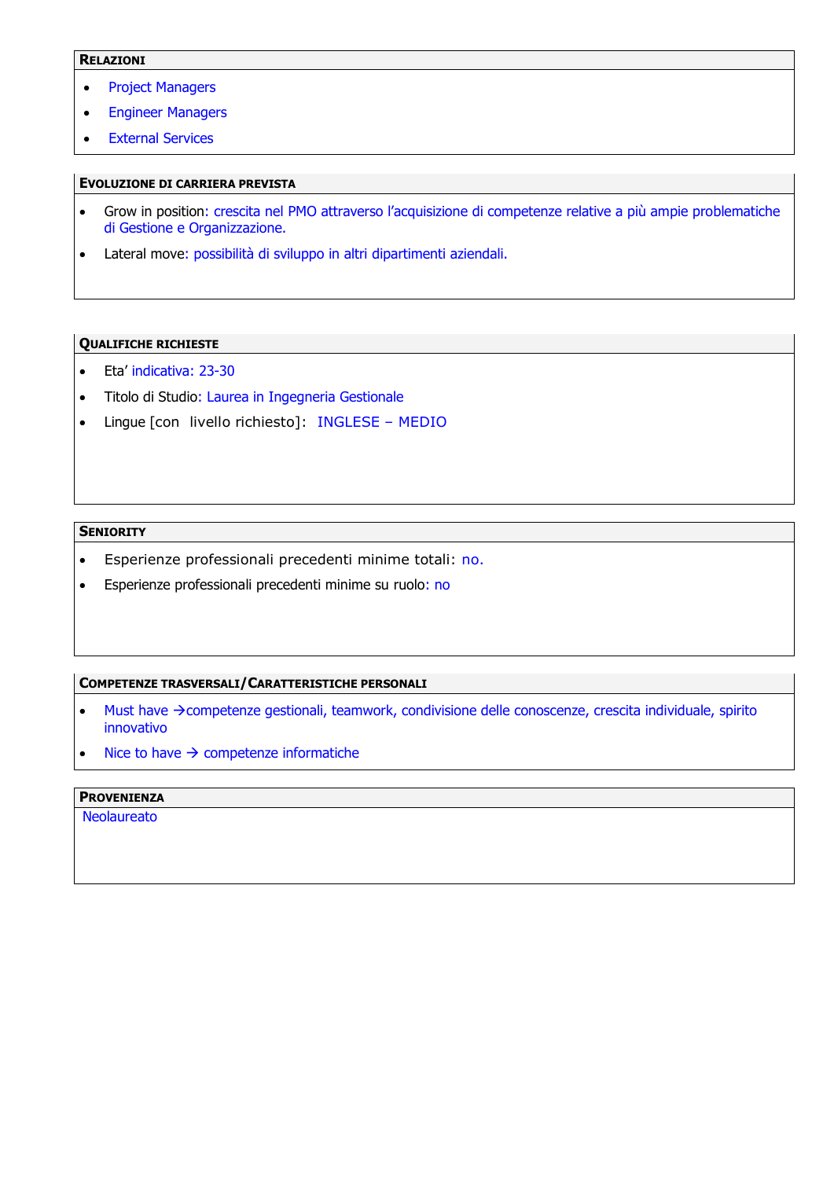## Relazioni

- Project Managers
- Engineer Managers
- External Services

## Evoluzione di carriera prevista

- Grow in position: crescita nel PMO attraverso l'acquisizione di competenze relative a più ampie problematiche di Gestione e Organizzazione.
- Lateral move: possibilità di sviluppo in altri dipartimenti aziendali.

## Qualifiche richieste

- Eta' indicativa: 23-30
- Titolo di Studio: Laurea in Ingegneria Gestionale
- Lingue [con livello richiesto]: INGLESE – MEDIO

## Seniority

- Esperienze professionali precedenti minime totali: no.
- Esperienze professionali precedenti minime su ruolo: no

## Competenze trasversali/Caratteristiche personali

- Must have →competenze gestionali, teamwork, condivisione delle conoscenze, crescita individuale, spirito innovativo
- Nice to have → competenze informatiche

## Provenienza

Neolaureato